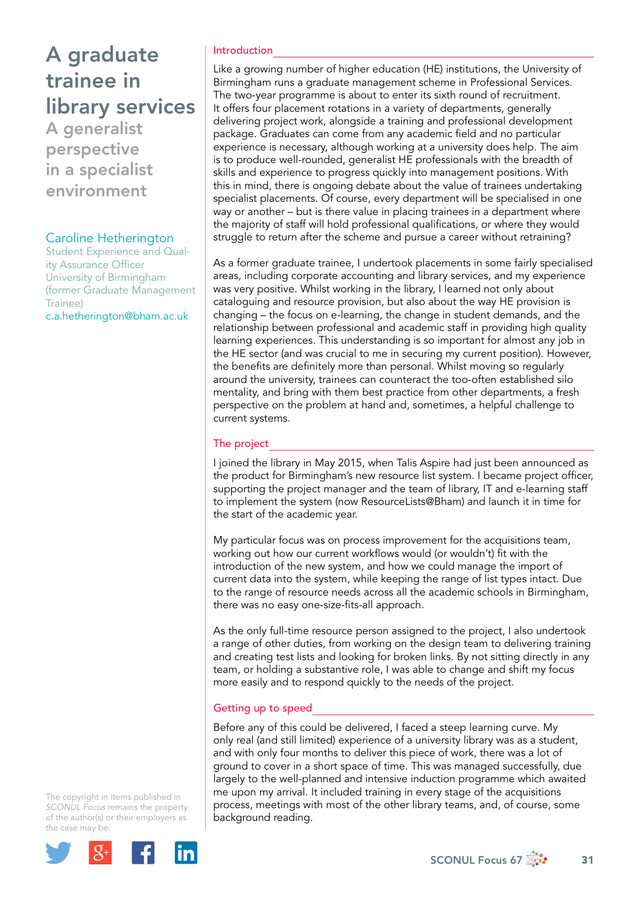# A graduate trainee in library services

## A generalist perspective in a specialist environment

Caroline Hetherington
Student Experience and Quality Assurance Officer
University of Birmingham
(former Graduate Management Trainee)
c.a.hetherington@bham.ac.uk

The copyright in items published in *SCONUL Focus* remains the property of the author(s) or their employers as the case may be.

### Introduction

Like a growing number of higher education (HE) institutions, the University of Birmingham runs a graduate management scheme in Professional Services. The two-year programme is about to enter its sixth round of recruitment. It offers four placement rotations in a variety of departments, generally delivering project work, alongside a training and professional development package. Graduates can come from any academic field and no particular experience is necessary, although working at a university does help. The aim is to produce well-rounded, generalist HE professionals with the breadth of skills and experience to progress quickly into management positions. With this in mind, there is ongoing debate about the value of trainees undertaking specialist placements. Of course, every department will be specialised in one way or another – but is there value in placing trainees in a department where the majority of staff will hold professional qualifications, or where they would struggle to return after the scheme and pursue a career without retraining?

As a former graduate trainee, I undertook placements in some fairly specialised areas, including corporate accounting and library services, and my experience was very positive. Whilst working in the library, I learned not only about cataloguing and resource provision, but also about the way HE provision is changing – the focus on e-learning, the change in student demands, and the relationship between professional and academic staff in providing high quality learning experiences. This understanding is so important for almost any job in the HE sector (and was crucial to me in securing my current position). However, the benefits are definitely more than personal. Whilst moving so regularly around the university, trainees can counteract the too-often established silo mentality, and bring with them best practice from other departments, a fresh perspective on the problem at hand and, sometimes, a helpful challenge to current systems.

### The project

I joined the library in May 2015, when Talis Aspire had just been announced as the product for Birmingham's new resource list system. I became project officer, supporting the project manager and the team of library, IT and e-learning staff to implement the system (now ResourceLists@Bham) and launch it in time for the start of the academic year.

My particular focus was on process improvement for the acquisitions team, working out how our current workflows would (or wouldn't) fit with the introduction of the new system, and how we could manage the import of current data into the system, while keeping the range of list types intact. Due to the range of resource needs across all the academic schools in Birmingham, there was no easy one-size-fits-all approach.

As the only full-time resource person assigned to the project, I also undertook a range of other duties, from working on the design team to delivering training and creating test lists and looking for broken links. By not sitting directly in any team, or holding a substantive role, I was able to change and shift my focus more easily and to respond quickly to the needs of the project.

### Getting up to speed

Before any of this could be delivered, I faced a steep learning curve. My only real (and still limited) experience of a university library was as a student, and with only four months to deliver this piece of work, there was a lot of ground to cover in a short space of time. This was managed successfully, due largely to the well-planned and intensive induction programme which awaited me upon my arrival. It included training in every stage of the acquisitions process, meetings with most of the other library teams, and, of course, some background reading.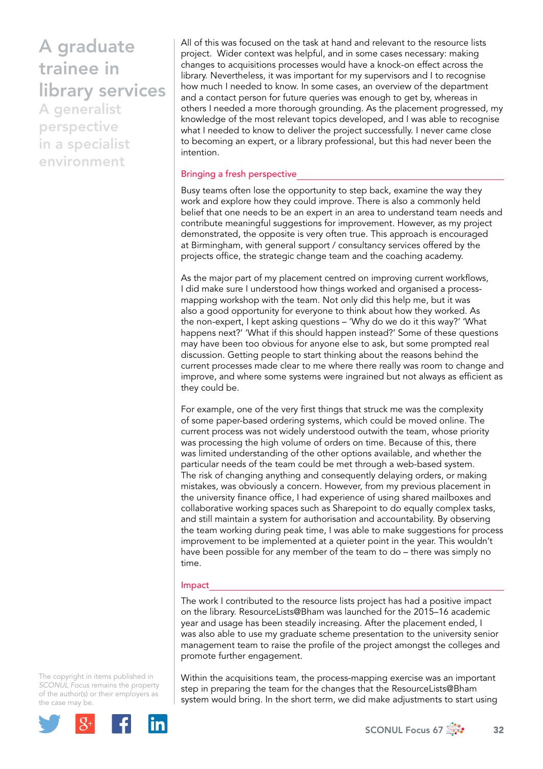All of this was focused on the task at hand and relevant to the resource lists project. Wider context was helpful, and in some cases necessary: making changes to acquisitions processes would have a knock-on effect across the library. Nevertheless, it was important for my supervisors and I to recognise how much I needed to know. In some cases, an overview of the department and a contact person for future queries was enough to get by, whereas in others I needed a more thorough grounding. As the placement progressed, my knowledge of the most relevant topics developed, and I was able to recognise what I needed to know to deliver the project successfully. I never came close to becoming an expert, or a library professional, but this had never been the intention.

## Bringing a fresh perspective

Busy teams often lose the opportunity to step back, examine the way they work and explore how they could improve. There is also a commonly held belief that one needs to be an expert in an area to understand team needs and contribute meaningful suggestions for improvement. However, as my project demonstrated, the opposite is very often true. This approach is encouraged at Birmingham, with general support / consultancy services offered by the projects office, the strategic change team and the coaching academy.

As the major part of my placement centred on improving current workflows, I did make sure I understood how things worked and organised a process-mapping workshop with the team. Not only did this help me, but it was also a good opportunity for everyone to think about how they worked. As the non-expert, I kept asking questions – 'Why do we do it this way?' 'What happens next?' 'What if this should happen instead?' Some of these questions may have been too obvious for anyone else to ask, but some prompted real discussion. Getting people to start thinking about the reasons behind the current processes made clear to me where there really was room to change and improve, and where some systems were ingrained but not always as efficient as they could be.

For example, one of the very first things that struck me was the complexity of some paper-based ordering systems, which could be moved online. The current process was not widely understood outwith the team, whose priority was processing the high volume of orders on time. Because of this, there was limited understanding of the other options available, and whether the particular needs of the team could be met through a web-based system. The risk of changing anything and consequently delaying orders, or making mistakes, was obviously a concern. However, from my previous placement in the university finance office, I had experience of using shared mailboxes and collaborative working spaces such as Sharepoint to do equally complex tasks, and still maintain a system for authorisation and accountability. By observing the team working during peak time, I was able to make suggestions for process improvement to be implemented at a quieter point in the year. This wouldn't have been possible for any member of the team to do – there was simply no time.

## Impact

The work I contributed to the resource lists project has had a positive impact on the library. ResourceLists@Bham was launched for the 2015–16 academic year and usage has been steadily increasing. After the placement ended, I was also able to use my graduate scheme presentation to the university senior management team to raise the profile of the project amongst the colleges and promote further engagement.

Within the acquisitions team, the process-mapping exercise was an important step in preparing the team for the changes that the ResourceLists@Bham system would bring. In the short term, we did make adjustments to start using

The copyright in items published in *SCONUL Focus* remains the property of the author(s) or their employers as the case may be.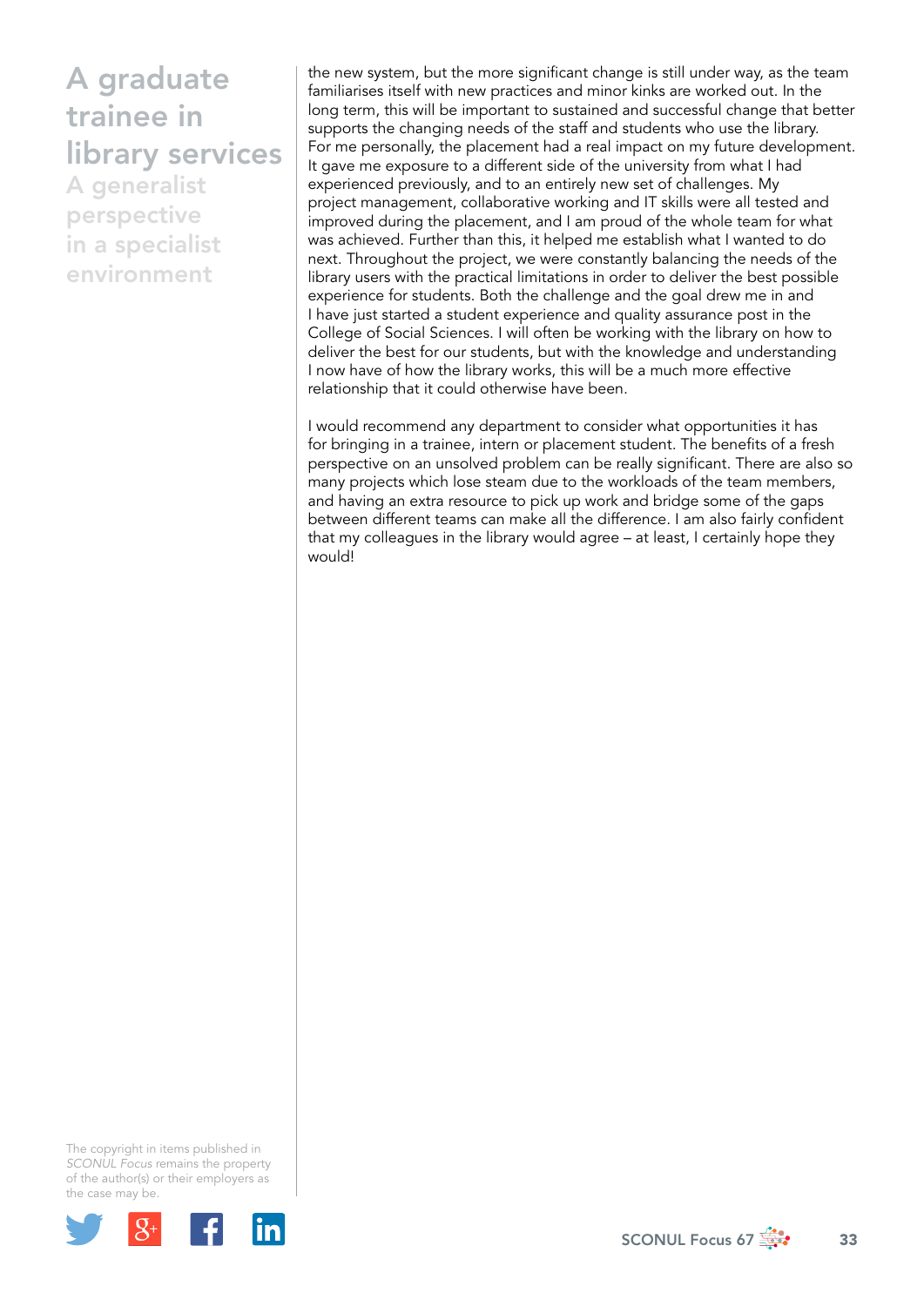# A graduate trainee in library services

## A generalist perspective in a specialist environment

the new system, but the more significant change is still under way, as the team familiarises itself with new practices and minor kinks are worked out. In the long term, this will be important to sustained and successful change that better supports the changing needs of the staff and students who use the library. For me personally, the placement had a real impact on my future development. It gave me exposure to a different side of the university from what I had experienced previously, and to an entirely new set of challenges. My project management, collaborative working and IT skills were all tested and improved during the placement, and I am proud of the whole team for what was achieved. Further than this, it helped me establish what I wanted to do next. Throughout the project, we were constantly balancing the needs of the library users with the practical limitations in order to deliver the best possible experience for students. Both the challenge and the goal drew me in and I have just started a student experience and quality assurance post in the College of Social Sciences. I will often be working with the library on how to deliver the best for our students, but with the knowledge and understanding I now have of how the library works, this will be a much more effective relationship that it could otherwise have been.

I would recommend any department to consider what opportunities it has for bringing in a trainee, intern or placement student. The benefits of a fresh perspective on an unsolved problem can be really significant. There are also so many projects which lose steam due to the workloads of the team members, and having an extra resource to pick up work and bridge some of the gaps between different teams can make all the difference. I am also fairly confident that my colleagues in the library would agree – at least, I certainly hope they would!

The copyright in items published in *SCONUL Focus* remains the property of the author(s) or their employers as the case may be.